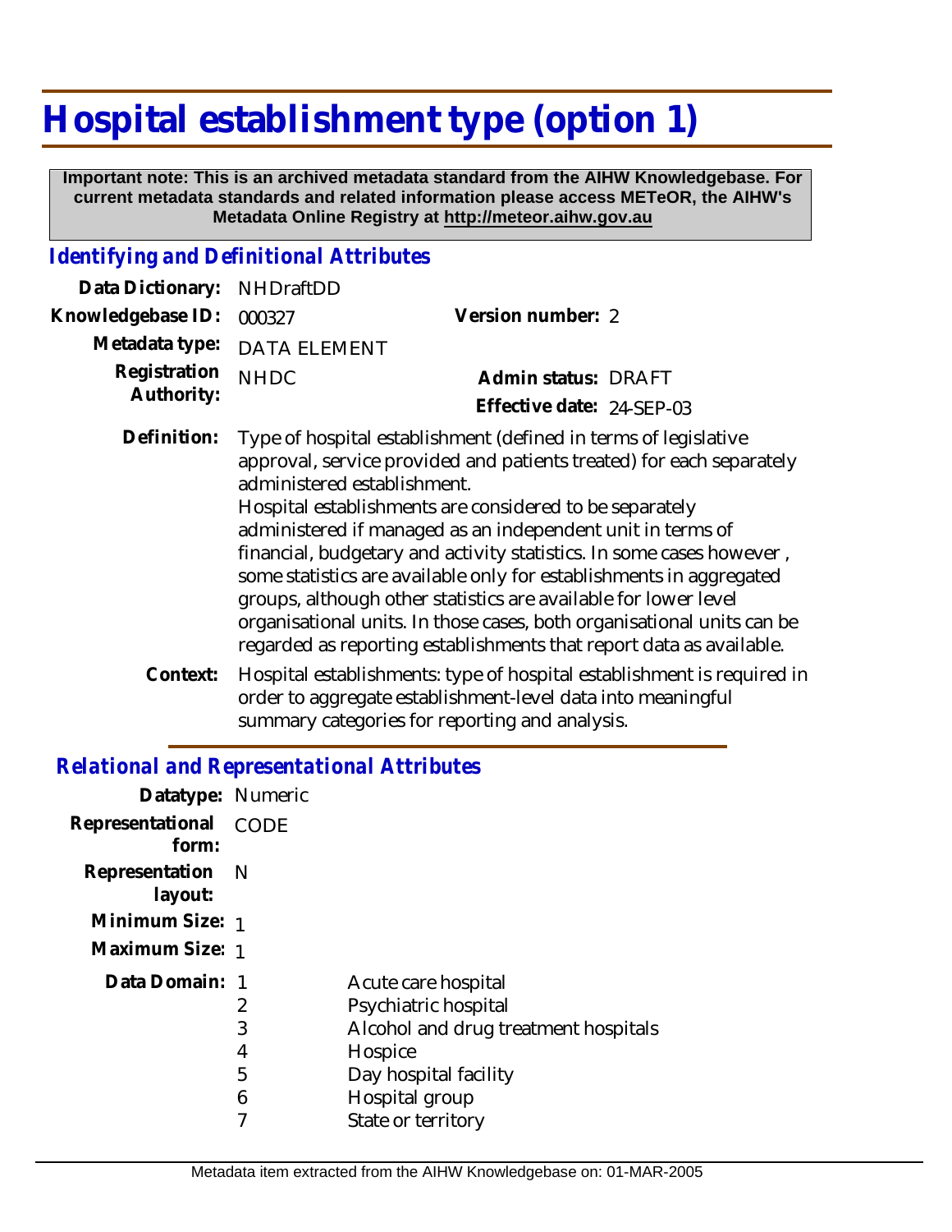# Hospital establishment type (option 1)

**Important note: This is an archived metadata standard from the AIHW Knowledgebase. For current metadata standards and related information please access METeOR, the AIHW's Metadata Online Registry at http://meteor.aihw.gov.au**

## *Identifying and Definitional Attributes*

**Data Dictionary:** NHDraftDD

**Knowledgebase ID:** 000327 **Version number:** 2

**Metadata type:** DATA ELEMENT

**Registration Authority:** NHDC **Admin status:** DRAFT

**Effective date:** 24-SEP-03

**Definition:** Type of hospital establishment (defined in terms of legislative approval, service provided and patients treated) for each separately administered establishment.
Hospital establishments are considered to be separately administered if managed as an independent unit in terms of financial, budgetary and activity statistics. In some cases however , some statistics are available only for establishments in aggregated groups, although other statistics are available for lower level organisational units. In those cases, both organisational units can be regarded as reporting establishments that report data as available.

**Context:** Hospital establishments: type of hospital establishment is required in order to aggregate establishment-level data into meaningful summary categories for reporting and analysis.

## *Relational and Representational Attributes*

**Datatype:** Numeric

**Representational form:** CODE

**Representation layout:** N

**Minimum Size:** 1

**Maximum Size:** 1

**Data Domain:**

| Code | Description |
|---|---|
| 1 | Acute care hospital |
| 2 | Psychiatric hospital |
| 3 | Alcohol and drug treatment hospitals |
| 4 | Hospice |
| 5 | Day hospital facility |
| 6 | Hospital group |
| 7 | State or territory |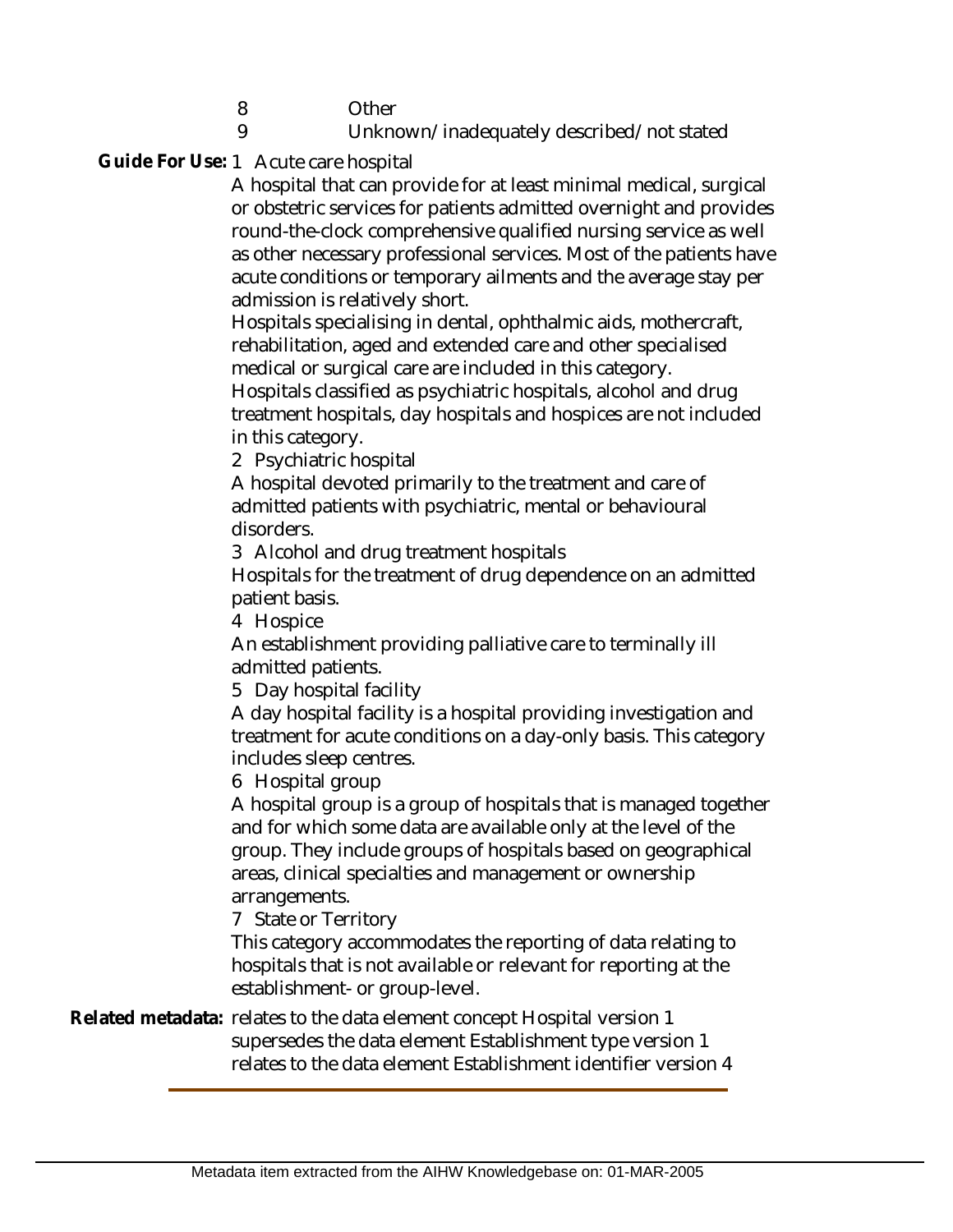8 Other

9 Unknown/inadequately described/not stated

**Guide For Use:** 1 Acute care hospital

A hospital that can provide for at least minimal medical, surgical or obstetric services for patients admitted overnight and provides round-the-clock comprehensive qualified nursing service as well as other necessary professional services. Most of the patients have acute conditions or temporary ailments and the average stay per admission is relatively short.

Hospitals specialising in dental, ophthalmic aids, mothercraft, rehabilitation, aged and extended care and other specialised medical or surgical care are included in this category.

Hospitals classified as psychiatric hospitals, alcohol and drug treatment hospitals, day hospitals and hospices are not included in this category.

2 Psychiatric hospital

A hospital devoted primarily to the treatment and care of admitted patients with psychiatric, mental or behavioural disorders.

3 Alcohol and drug treatment hospitals

Hospitals for the treatment of drug dependence on an admitted patient basis.

4 Hospice

An establishment providing palliative care to terminally ill admitted patients.

5 Day hospital facility

A day hospital facility is a hospital providing investigation and treatment for acute conditions on a day-only basis. This category includes sleep centres.

6 Hospital group

A hospital group is a group of hospitals that is managed together and for which some data are available only at the level of the group. They include groups of hospitals based on geographical areas, clinical specialties and management or ownership arrangements.

7 State or Territory

This category accommodates the reporting of data relating to hospitals that is not available or relevant for reporting at the establishment- or group-level.

**Related metadata:** relates to the data element concept Hospital version 1
supersedes the data element Establishment type version 1
relates to the data element Establishment identifier version 4

Metadata item extracted from the AIHW Knowledgebase on: 01-MAR-2005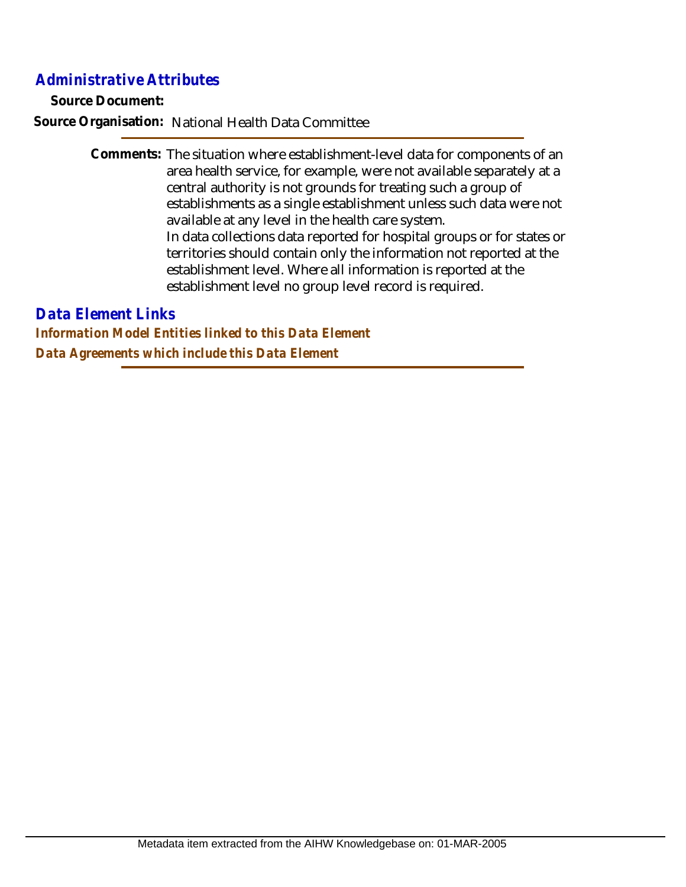## Administrative Attributes

**Source Document:**

**Source Organisation:** National Health Data Committee

**Comments:** The situation where establishment-level data for components of an area health service, for example, were not available separately at a central authority is not grounds for treating such a group of establishments as a single establishment unless such data were not available at any level in the health care system.
In data collections data reported for hospital groups or for states or territories should contain only the information not reported at the establishment level. Where all information is reported at the establishment level no group level record is required.

## Data Element Links

### *Information Model Entities linked to this Data Element*

### *Data Agreements which include this Data Element*

Metadata item extracted from the AIHW Knowledgebase on: 01-MAR-2005